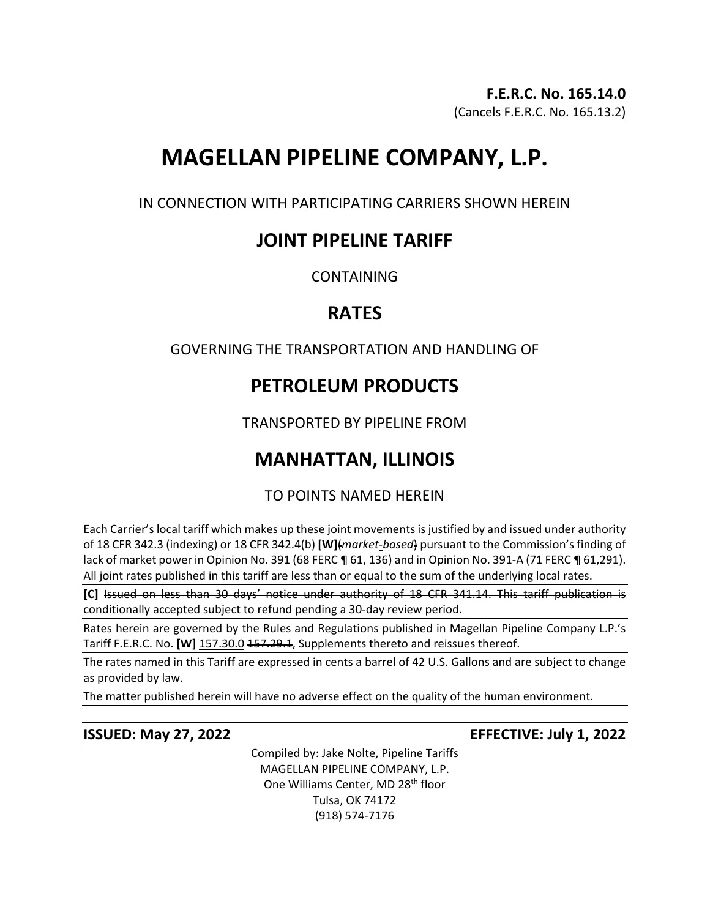**F.E.R.C. No. 165.14.0**
(Cancels F.E.R.C. No. 165.13.2)

# MAGELLAN PIPELINE COMPANY, L.P.

IN CONNECTION WITH PARTICIPATING CARRIERS SHOWN HEREIN

## JOINT PIPELINE TARIFF

CONTAINING

## RATES

GOVERNING THE TRANSPORTATION AND HANDLING OF

## PETROLEUM PRODUCTS

TRANSPORTED BY PIPELINE FROM

## MANHATTAN, ILLINOIS

TO POINTS NAMED HEREIN

Each Carrier's local tariff which makes up these joint movements is justified by and issued under authority of 18 CFR 342.3 (indexing) or 18 CFR 342.4(b) **[W]** ~~(~~*market-based*~~)~~ pursuant to the Commission's finding of lack of market power in Opinion No. 391 (68 FERC ¶ 61, 136) and in Opinion No. 391-A (71 FERC ¶ 61,291). All joint rates published in this tariff are less than or equal to the sum of the underlying local rates.

**[C]** ~~Issued on less than 30 days' notice under authority of 18 CFR 341.14. This tariff publication is conditionally accepted subject to refund pending a 30-day review period.~~

Rates herein are governed by the Rules and Regulations published in Magellan Pipeline Company L.P.'s Tariff F.E.R.C. No. **[W]** 157.30.0 ~~157.29.1~~, Supplements thereto and reissues thereof.

The rates named in this Tariff are expressed in cents a barrel of 42 U.S. Gallons and are subject to change as provided by law.

The matter published herein will have no adverse effect on the quality of the human environment.

**ISSUED: May 27, 2022** **EFFECTIVE: July 1, 2022**

Compiled by: Jake Nolte, Pipeline Tariffs
MAGELLAN PIPELINE COMPANY, L.P.
One Williams Center, MD 28th floor
Tulsa, OK 74172
(918) 574-7176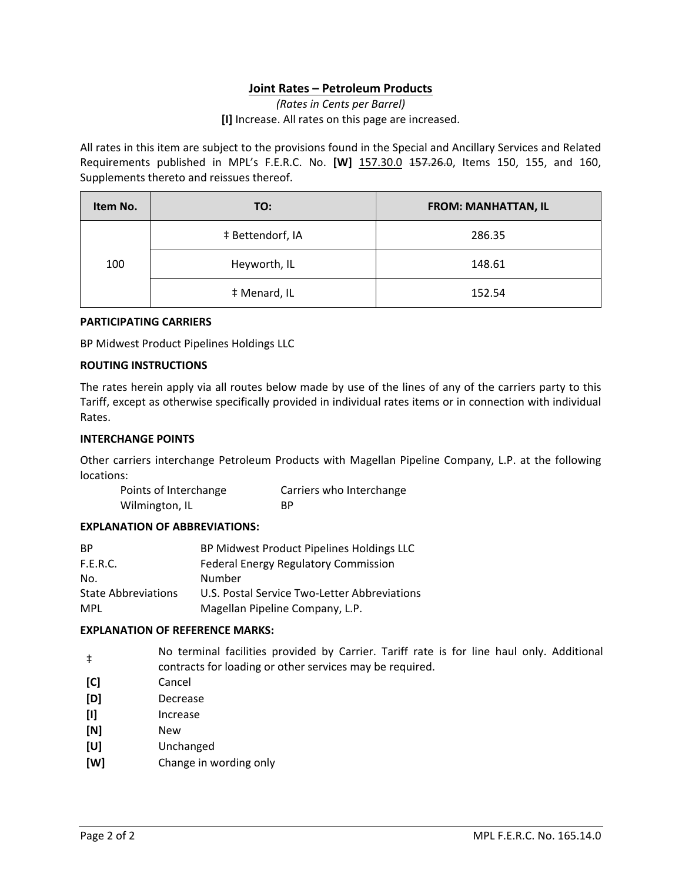## Joint Rates – Petroleum Products

*(Rates in Cents per Barrel)*

**[I]** Increase. All rates on this page are increased.

All rates in this item are subject to the provisions found in the Special and Ancillary Services and Related Requirements published in MPL's F.E.R.C. No. **[W]** 157.30.0 ~~157.26.0~~, Items 150, 155, and 160, Supplements thereto and reissues thereof.

| Item No. | TO: | FROM: MANHATTAN, IL |
|---|---|---|
| 100 | ‡ Bettendorf, IA | 286.35 |
| | Heyworth, IL | 148.61 |
| | ‡ Menard, IL | 152.54 |

**PARTICIPATING CARRIERS**

BP Midwest Product Pipelines Holdings LLC

**ROUTING INSTRUCTIONS**

The rates herein apply via all routes below made by use of the lines of any of the carriers party to this Tariff, except as otherwise specifically provided in individual rates items or in connection with individual Rates.

**INTERCHANGE POINTS**

Other carriers interchange Petroleum Products with Magellan Pipeline Company, L.P. at the following locations:

| Points of Interchange | Carriers who Interchange |
|---|---|
| Wilmington, IL | BP |

**EXPLANATION OF ABBREVIATIONS:**

| | |
|---|---|
| BP | BP Midwest Product Pipelines Holdings LLC |
| F.E.R.C. | Federal Energy Regulatory Commission |
| No. | Number |
| State Abbreviations | U.S. Postal Service Two-Letter Abbreviations |
| MPL | Magellan Pipeline Company, L.P. |

**EXPLANATION OF REFERENCE MARKS:**

| | |
|---|---|
| ‡ | No terminal facilities provided by Carrier. Tariff rate is for line haul only. Additional contracts for loading or other services may be required. |
| **[C]** | Cancel |
| **[D]** | Decrease |
| **[I]** | Increase |
| **[N]** | New |
| **[U]** | Unchanged |
| **[W]** | Change in wording only |